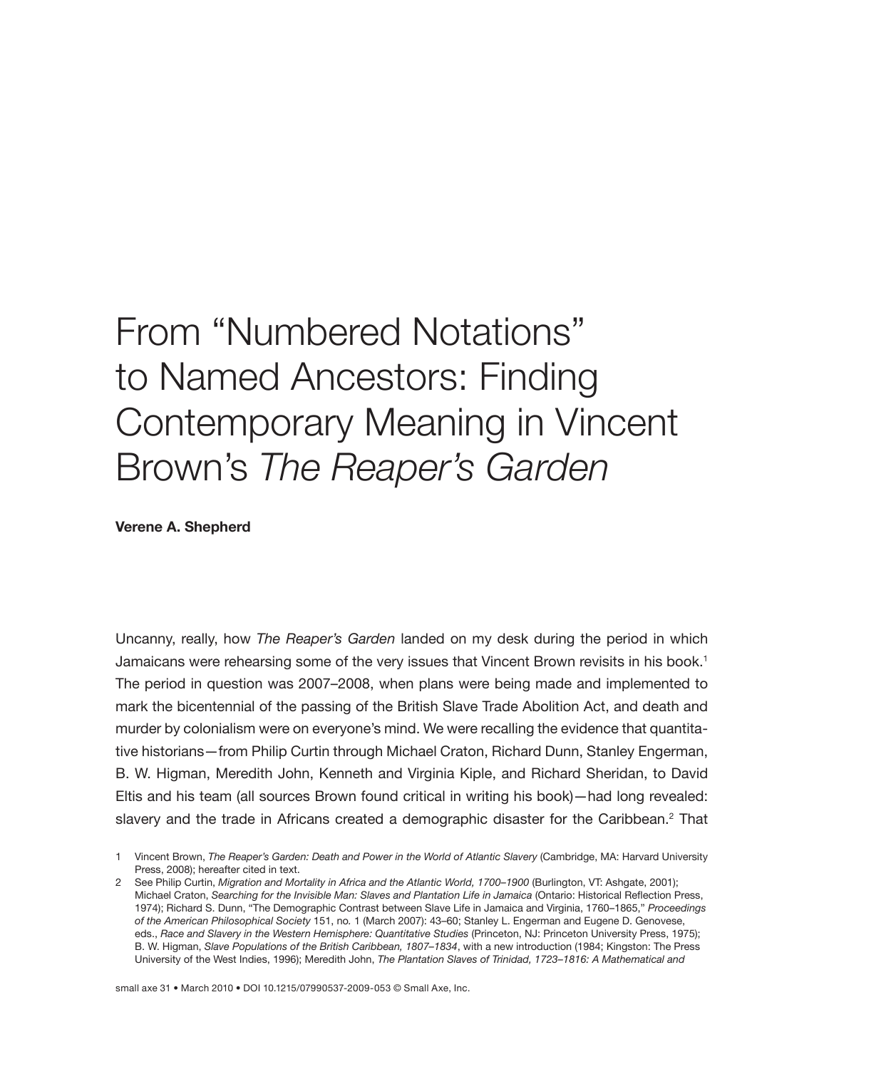# From "Numbered Notations" to Named Ancestors: Finding Contemporary Meaning in Vincent Brown's *The Reaper's Garden*

**Verene A. Shepherd**

Uncanny, really, how *The Reaper's Garden* landed on my desk during the period in which Jamaicans were rehearsing some of the very issues that Vincent Brown revisits in his book.[1] The period in question was 2007–2008, when plans were being made and implemented to mark the bicentennial of the passing of the British Slave Trade Abolition Act, and death and murder by colonialism were on everyone's mind. We were recalling the evidence that quantitative historians—from Philip Curtin through Michael Craton, Richard Dunn, Stanley Engerman, B. W. Higman, Meredith John, Kenneth and Virginia Kiple, and Richard Sheridan, to David Eltis and his team (all sources Brown found critical in writing his book)—had long revealed: slavery and the trade in Africans created a demographic disaster for the Caribbean.[2] That

1 Vincent Brown, *The Reaper's Garden: Death and Power in the World of Atlantic Slavery* (Cambridge, MA: Harvard University Press, 2008); hereafter cited in text.

2 See Philip Curtin, *Migration and Mortality in Africa and the Atlantic World, 1700–1900* (Burlington, VT: Ashgate, 2001); Michael Craton, *Searching for the Invisible Man: Slaves and Plantation Life in Jamaica* (Ontario: Historical Reflection Press, 1974); Richard S. Dunn, "The Demographic Contrast between Slave Life in Jamaica and Virginia, 1760–1865," *Proceedings of the American Philosophical Society* 151, no. 1 (March 2007): 43–60; Stanley L. Engerman and Eugene D. Genovese, eds., *Race and Slavery in the Western Hemisphere: Quantitative Studies* (Princeton, NJ: Princeton University Press, 1975); B. W. Higman, *Slave Populations of the British Caribbean, 1807–1834*, with a new introduction (1984; Kingston: The Press University of the West Indies, 1996); Meredith John, *The Plantation Slaves of Trinidad, 1723–1816: A Mathematical and*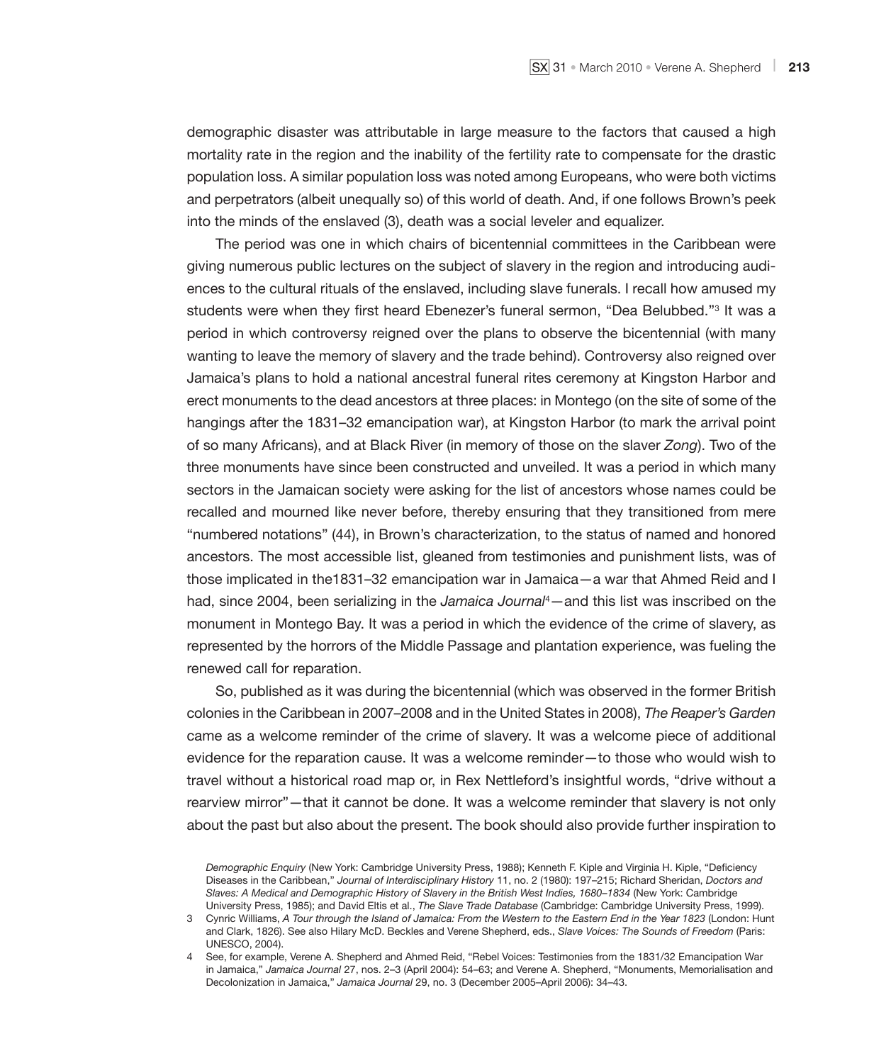demographic disaster was attributable in large measure to the factors that caused a high mortality rate in the region and the inability of the fertility rate to compensate for the drastic population loss. A similar population loss was noted among Europeans, who were both victims and perpetrators (albeit unequally so) of this world of death. And, if one follows Brown's peek into the minds of the enslaved (3), death was a social leveler and equalizer.

The period was one in which chairs of bicentennial committees in the Caribbean were giving numerous public lectures on the subject of slavery in the region and introducing audiences to the cultural rituals of the enslaved, including slave funerals. I recall how amused my students were when they first heard Ebenezer's funeral sermon, "Dea Belubbed."[3] It was a period in which controversy reigned over the plans to observe the bicentennial (with many wanting to leave the memory of slavery and the trade behind). Controversy also reigned over Jamaica's plans to hold a national ancestral funeral rites ceremony at Kingston Harbor and erect monuments to the dead ancestors at three places: in Montego (on the site of some of the hangings after the 1831–32 emancipation war), at Kingston Harbor (to mark the arrival point of so many Africans), and at Black River (in memory of those on the slaver *Zong*). Two of the three monuments have since been constructed and unveiled. It was a period in which many sectors in the Jamaican society were asking for the list of ancestors whose names could be recalled and mourned like never before, thereby ensuring that they transitioned from mere "numbered notations" (44), in Brown's characterization, to the status of named and honored ancestors. The most accessible list, gleaned from testimonies and punishment lists, was of those implicated in the1831–32 emancipation war in Jamaica—a war that Ahmed Reid and I had, since 2004, been serializing in the *Jamaica Journal*[4]—and this list was inscribed on the monument in Montego Bay. It was a period in which the evidence of the crime of slavery, as represented by the horrors of the Middle Passage and plantation experience, was fueling the renewed call for reparation.

So, published as it was during the bicentennial (which was observed in the former British colonies in the Caribbean in 2007–2008 and in the United States in 2008), *The Reaper's Garden* came as a welcome reminder of the crime of slavery. It was a welcome piece of additional evidence for the reparation cause. It was a welcome reminder—to those who would wish to travel without a historical road map or, in Rex Nettleford's insightful words, "drive without a rearview mirror"—that it cannot be done. It was a welcome reminder that slavery is not only about the past but also about the present. The book should also provide further inspiration to

*Demographic Enquiry* (New York: Cambridge University Press, 1988); Kenneth F. Kiple and Virginia H. Kiple, "Deficiency Diseases in the Caribbean," *Journal of Interdisciplinary History* 11, no. 2 (1980): 197–215; Richard Sheridan, *Doctors and Slaves: A Medical and Demographic History of Slavery in the British West Indies, 1680–1834* (New York: Cambridge University Press, 1985); and David Eltis et al., *The Slave Trade Database* (Cambridge: Cambridge University Press, 1999).

3 Cynric Williams, *A Tour through the Island of Jamaica: From the Western to the Eastern End in the Year 1823* (London: Hunt and Clark, 1826). See also Hilary McD. Beckles and Verene Shepherd, eds., *Slave Voices: The Sounds of Freedom* (Paris: UNESCO, 2004).

4 See, for example, Verene A. Shepherd and Ahmed Reid, "Rebel Voices: Testimonies from the 1831/32 Emancipation War in Jamaica," *Jamaica Journal* 27, nos. 2–3 (April 2004): 54–63; and Verene A. Shepherd, "Monuments, Memorialisation and Decolonization in Jamaica," *Jamaica Journal* 29, no. 3 (December 2005–April 2006): 34–43.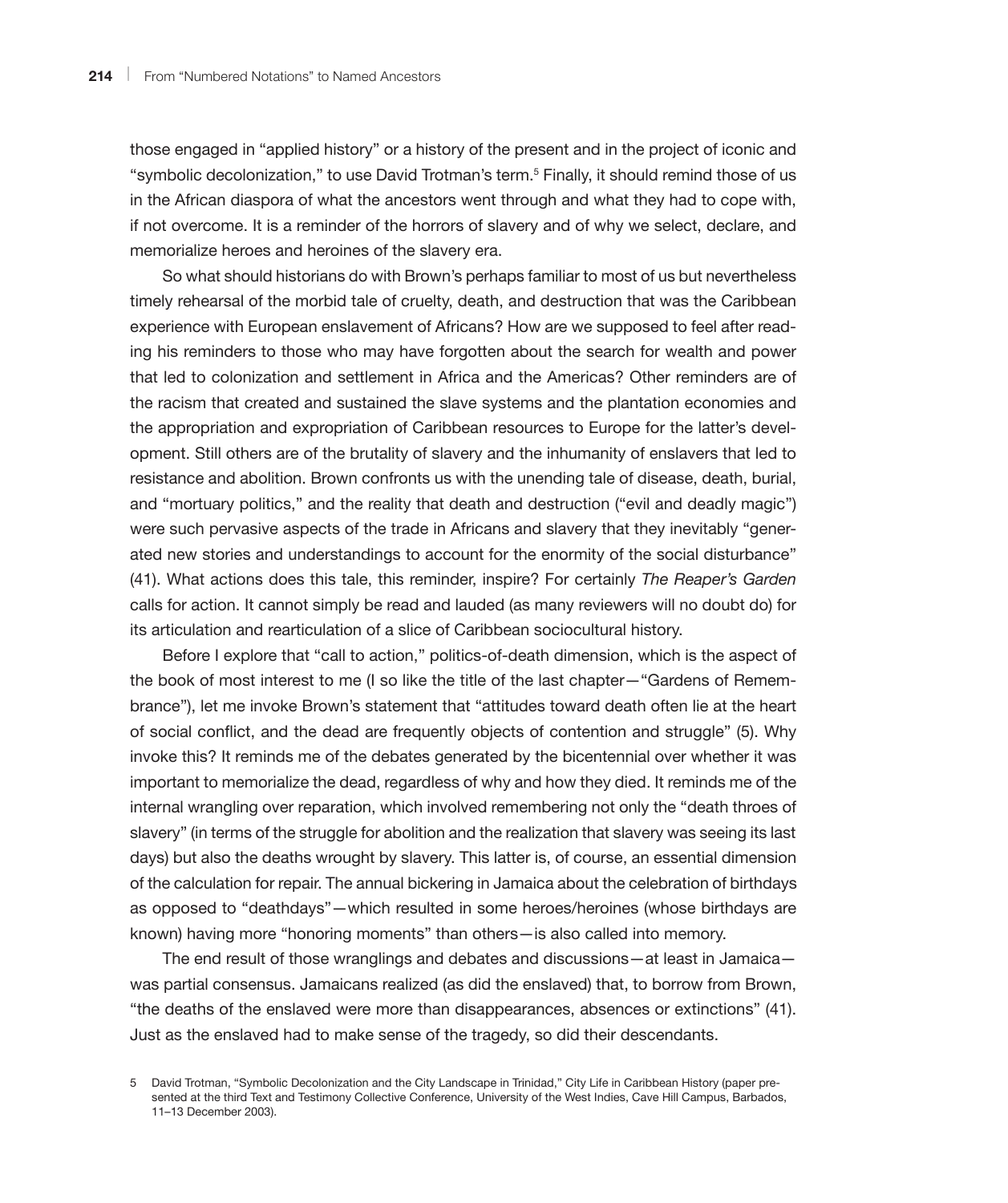those engaged in "applied history" or a history of the present and in the project of iconic and "symbolic decolonization," to use David Trotman's term.[5] Finally, it should remind those of us in the African diaspora of what the ancestors went through and what they had to cope with, if not overcome. It is a reminder of the horrors of slavery and of why we select, declare, and memorialize heroes and heroines of the slavery era.

So what should historians do with Brown's perhaps familiar to most of us but nevertheless timely rehearsal of the morbid tale of cruelty, death, and destruction that was the Caribbean experience with European enslavement of Africans? How are we supposed to feel after reading his reminders to those who may have forgotten about the search for wealth and power that led to colonization and settlement in Africa and the Americas? Other reminders are of the racism that created and sustained the slave systems and the plantation economies and the appropriation and expropriation of Caribbean resources to Europe for the latter's development. Still others are of the brutality of slavery and the inhumanity of enslavers that led to resistance and abolition. Brown confronts us with the unending tale of disease, death, burial, and "mortuary politics," and the reality that death and destruction ("evil and deadly magic") were such pervasive aspects of the trade in Africans and slavery that they inevitably "generated new stories and understandings to account for the enormity of the social disturbance" (41). What actions does this tale, this reminder, inspire? For certainly *The Reaper's Garden* calls for action. It cannot simply be read and lauded (as many reviewers will no doubt do) for its articulation and rearticulation of a slice of Caribbean sociocultural history.

Before I explore that "call to action," politics-of-death dimension, which is the aspect of the book of most interest to me (I so like the title of the last chapter—"Gardens of Remembrance"), let me invoke Brown's statement that "attitudes toward death often lie at the heart of social conflict, and the dead are frequently objects of contention and struggle" (5). Why invoke this? It reminds me of the debates generated by the bicentennial over whether it was important to memorialize the dead, regardless of why and how they died. It reminds me of the internal wrangling over reparation, which involved remembering not only the "death throes of slavery" (in terms of the struggle for abolition and the realization that slavery was seeing its last days) but also the deaths wrought by slavery. This latter is, of course, an essential dimension of the calculation for repair. The annual bickering in Jamaica about the celebration of birthdays as opposed to "deathdays"—which resulted in some heroes/heroines (whose birthdays are known) having more "honoring moments" than others—is also called into memory.

The end result of those wranglings and debates and discussions—at least in Jamaica—was partial consensus. Jamaicans realized (as did the enslaved) that, to borrow from Brown, "the deaths of the enslaved were more than disappearances, absences or extinctions" (41). Just as the enslaved had to make sense of the tragedy, so did their descendants.

5 David Trotman, "Symbolic Decolonization and the City Landscape in Trinidad," City Life in Caribbean History (paper presented at the third Text and Testimony Collective Conference, University of the West Indies, Cave Hill Campus, Barbados, 11–13 December 2003).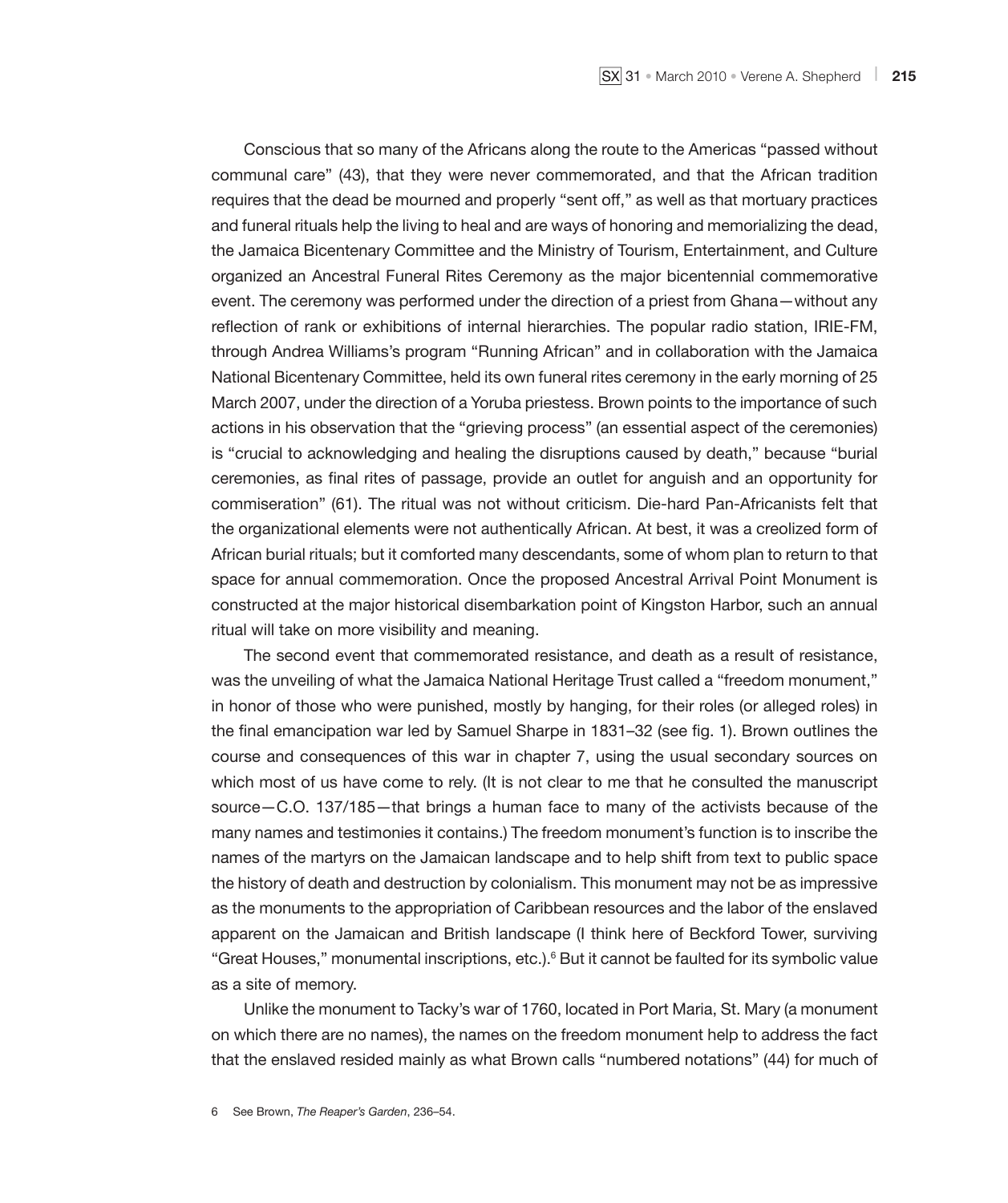Conscious that so many of the Africans along the route to the Americas "passed without communal care" (43), that they were never commemorated, and that the African tradition requires that the dead be mourned and properly "sent off," as well as that mortuary practices and funeral rituals help the living to heal and are ways of honoring and memorializing the dead, the Jamaica Bicentenary Committee and the Ministry of Tourism, Entertainment, and Culture organized an Ancestral Funeral Rites Ceremony as the major bicentennial commemorative event. The ceremony was performed under the direction of a priest from Ghana—without any reflection of rank or exhibitions of internal hierarchies. The popular radio station, IRIE-FM, through Andrea Williams's program "Running African" and in collaboration with the Jamaica National Bicentenary Committee, held its own funeral rites ceremony in the early morning of 25 March 2007, under the direction of a Yoruba priestess. Brown points to the importance of such actions in his observation that the "grieving process" (an essential aspect of the ceremonies) is "crucial to acknowledging and healing the disruptions caused by death," because "burial ceremonies, as final rites of passage, provide an outlet for anguish and an opportunity for commiseration" (61). The ritual was not without criticism. Die-hard Pan-Africanists felt that the organizational elements were not authentically African. At best, it was a creolized form of African burial rituals; but it comforted many descendants, some of whom plan to return to that space for annual commemoration. Once the proposed Ancestral Arrival Point Monument is constructed at the major historical disembarkation point of Kingston Harbor, such an annual ritual will take on more visibility and meaning.

The second event that commemorated resistance, and death as a result of resistance, was the unveiling of what the Jamaica National Heritage Trust called a "freedom monument," in honor of those who were punished, mostly by hanging, for their roles (or alleged roles) in the final emancipation war led by Samuel Sharpe in 1831–32 (see fig. 1). Brown outlines the course and consequences of this war in chapter 7, using the usual secondary sources on which most of us have come to rely. (It is not clear to me that he consulted the manuscript source—C.O. 137/185—that brings a human face to many of the activists because of the many names and testimonies it contains.) The freedom monument's function is to inscribe the names of the martyrs on the Jamaican landscape and to help shift from text to public space the history of death and destruction by colonialism. This monument may not be as impressive as the monuments to the appropriation of Caribbean resources and the labor of the enslaved apparent on the Jamaican and British landscape (I think here of Beckford Tower, surviving "Great Houses," monumental inscriptions, etc.).[6] But it cannot be faulted for its symbolic value as a site of memory.

Unlike the monument to Tacky's war of 1760, located in Port Maria, St. Mary (a monument on which there are no names), the names on the freedom monument help to address the fact that the enslaved resided mainly as what Brown calls "numbered notations" (44) for much of

6 See Brown, *The Reaper's Garden*, 236–54.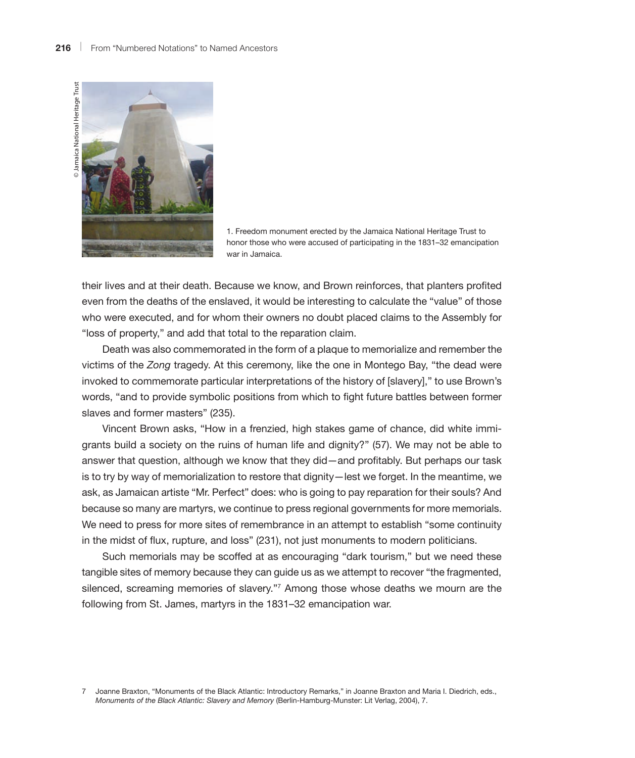© Jamaica National Heritage Trust

1. Freedom monument erected by the Jamaica National Heritage Trust to honor those who were accused of participating in the 1831–32 emancipation war in Jamaica.

their lives and at their death. Because we know, and Brown reinforces, that planters profited even from the deaths of the enslaved, it would be interesting to calculate the "value" of those who were executed, and for whom their owners no doubt placed claims to the Assembly for "loss of property," and add that total to the reparation claim.

Death was also commemorated in the form of a plaque to memorialize and remember the victims of the *Zong* tragedy. At this ceremony, like the one in Montego Bay, "the dead were invoked to commemorate particular interpretations of the history of [slavery]," to use Brown's words, "and to provide symbolic positions from which to fight future battles between former slaves and former masters" (235).

Vincent Brown asks, "How in a frenzied, high stakes game of chance, did white immigrants build a society on the ruins of human life and dignity?" (57). We may not be able to answer that question, although we know that they did—and profitably. But perhaps our task is to try by way of memorialization to restore that dignity—lest we forget. In the meantime, we ask, as Jamaican artiste "Mr. Perfect" does: who is going to pay reparation for their souls? And because so many are martyrs, we continue to press regional governments for more memorials. We need to press for more sites of remembrance in an attempt to establish "some continuity in the midst of flux, rupture, and loss" (231), not just monuments to modern politicians.

Such memorials may be scoffed at as encouraging "dark tourism," but we need these tangible sites of memory because they can guide us as we attempt to recover "the fragmented, silenced, screaming memories of slavery."[7] Among those whose deaths we mourn are the following from St. James, martyrs in the 1831–32 emancipation war.

7 Joanne Braxton, "Monuments of the Black Atlantic: Introductory Remarks," in Joanne Braxton and Maria I. Diedrich, eds., *Monuments of the Black Atlantic: Slavery and Memory* (Berlin-Hamburg-Munster: Lit Verlag, 2004), 7.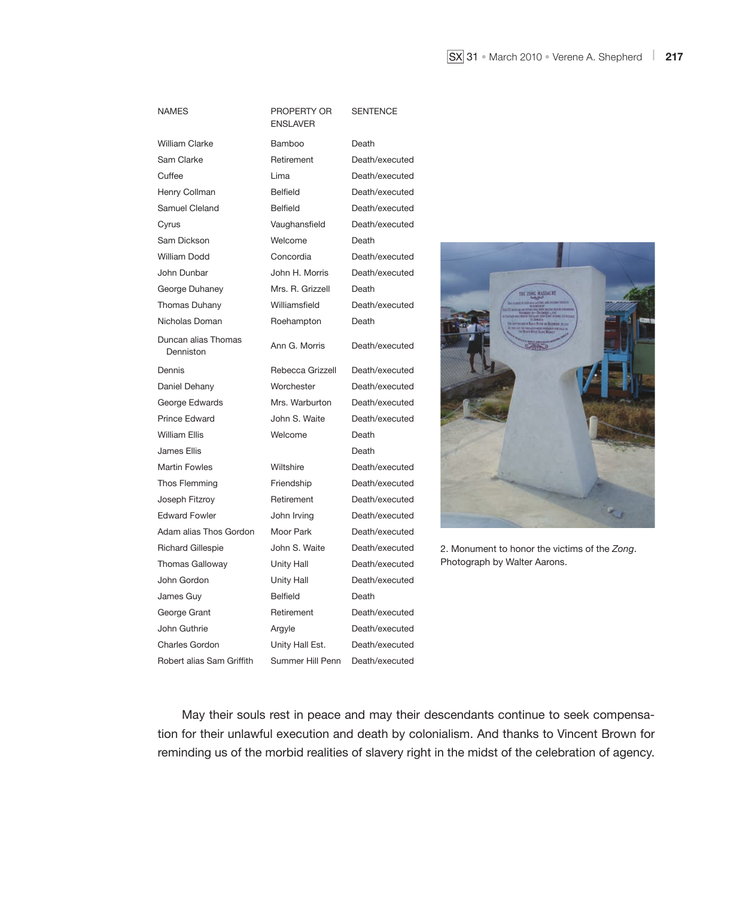| NAMES | PROPERTY OR ENSLAVER | SENTENCE |
|---|---|---|
| William Clarke | Bamboo | Death |
| Sam Clarke | Retirement | Death/executed |
| Cuffee | Lima | Death/executed |
| Henry Collman | Belfield | Death/executed |
| Samuel Cleland | Belfield | Death/executed |
| Cyrus | Vaughansfield | Death/executed |
| Sam Dickson | Welcome | Death |
| William Dodd | Concordia | Death/executed |
| John Dunbar | John H. Morris | Death/executed |
| George Duhaney | Mrs. R. Grizzell | Death |
| Thomas Duhany | Williamsfield | Death/executed |
| Nicholas Doman | Roehampton | Death |
| Duncan alias Thomas Denniston | Ann G. Morris | Death/executed |
| Dennis | Rebecca Grizzell | Death/executed |
| Daniel Dehany | Worchester | Death/executed |
| George Edwards | Mrs. Warburton | Death/executed |
| Prince Edward | John S. Waite | Death/executed |
| William Ellis | Welcome | Death |
| James Ellis | | Death |
| Martin Fowles | Wiltshire | Death/executed |
| Thos Flemming | Friendship | Death/executed |
| Joseph Fitzroy | Retirement | Death/executed |
| Edward Fowler | John Irving | Death/executed |
| Adam alias Thos Gordon | Moor Park | Death/executed |
| Richard Gillespie | John S. Waite | Death/executed |
| Thomas Galloway | Unity Hall | Death/executed |
| John Gordon | Unity Hall | Death/executed |
| James Guy | Belfield | Death |
| George Grant | Retirement | Death/executed |
| John Guthrie | Argyle | Death/executed |
| Charles Gordon | Unity Hall Est. | Death/executed |
| Robert alias Sam Griffith | Summer Hill Penn | Death/executed |

2. Monument to honor the victims of the *Zong*. Photograph by Walter Aarons.

May their souls rest in peace and may their descendants continue to seek compensation for their unlawful execution and death by colonialism. And thanks to Vincent Brown for reminding us of the morbid realities of slavery right in the midst of the celebration of agency.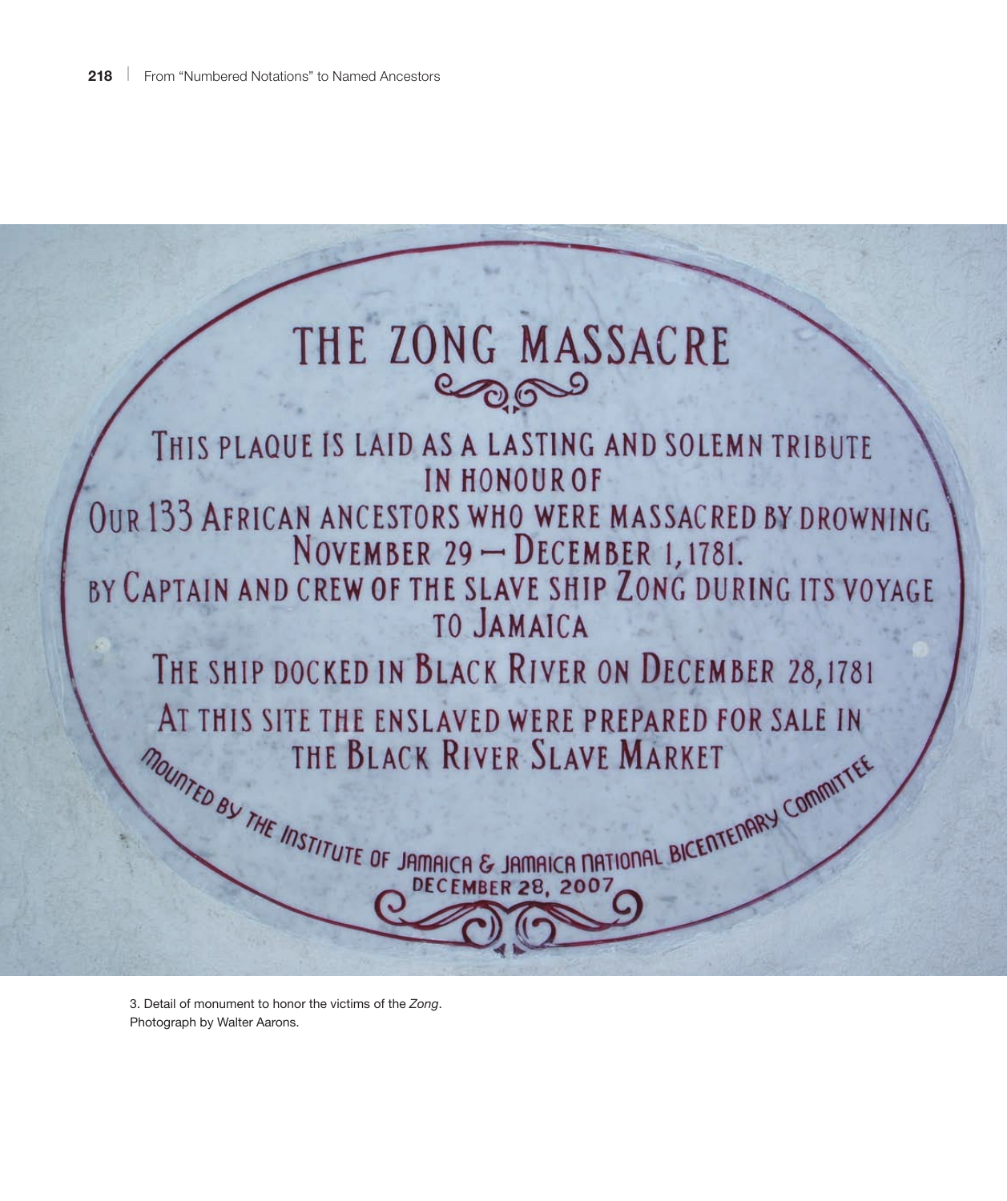THE ZONG MASSACRE

THIS PLAQUE IS LAID AS A LASTING AND SOLEMN TRIBUTE
IN HONOUR OF
OUR 133 AFRICAN ANCESTORS WHO WERE MASSACRED BY DROWNING
NOVEMBER 29 – DECEMBER 1, 1781.
BY CAPTAIN AND CREW OF THE SLAVE SHIP ZONG DURING ITS VOYAGE
TO JAMAICA

THE SHIP DOCKED IN BLACK RIVER ON DECEMBER 28, 1781

AT THIS SITE THE ENSLAVED WERE PREPARED FOR SALE IN
THE BLACK RIVER SLAVE MARKET

MOUNTED BY THE INSTITUTE OF JAMAICA & JAMAICA NATIONAL BICENTENARY COMMITTEE
DECEMBER 28, 2007

3. Detail of monument to honor the victims of the *Zong*.
Photograph by Walter Aarons.